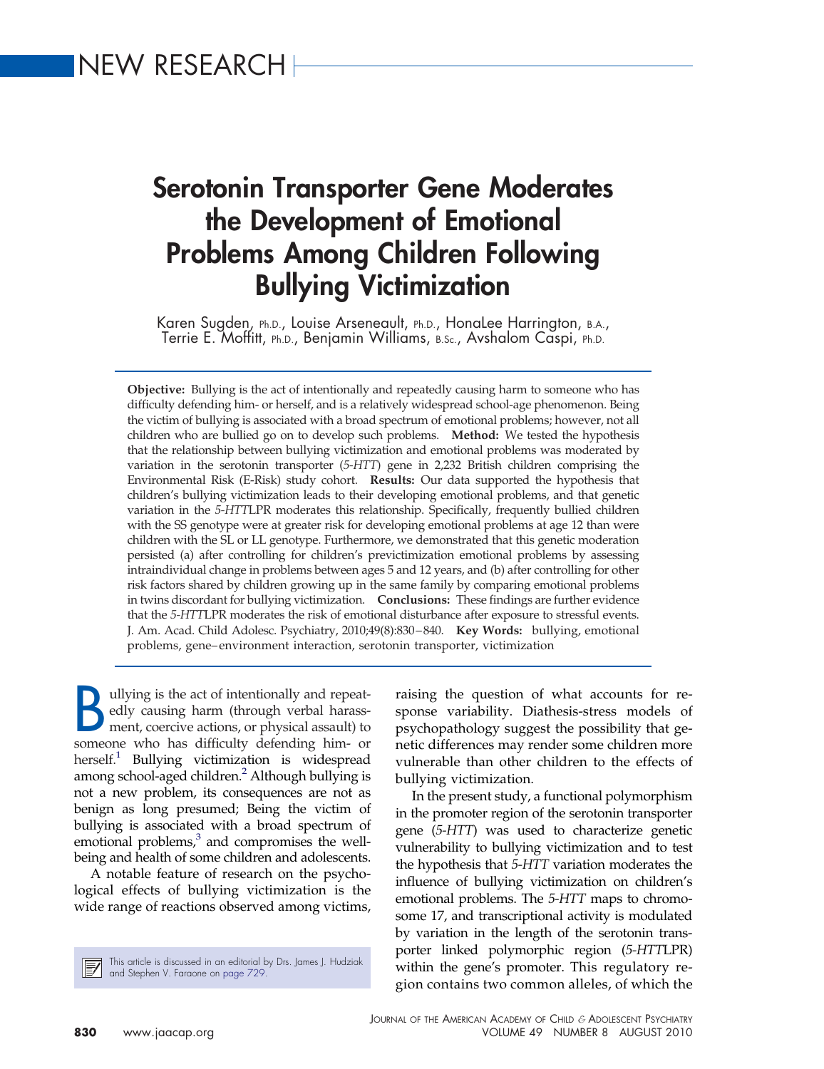NEW RESEARCH

# Serotonin Transporter Gene Moderates the Development of Emotional Problems Among Children Following Bullying Victimization

Karen Sugden, Ph.D., Louise Arseneault, Ph.D., HonaLee Harrington, B.A., Terrie E. Moffitt, Ph.D., Benjamin Williams, B.Sc., Avshalom Caspi, Ph.D.

**Objective:** Bullying is the act of intentionally and repeatedly causing harm to someone who has difficulty defending him- or herself, and is a relatively widespread school-age phenomenon. Being the victim of bullying is associated with a broad spectrum of emotional problems; however, not all children who are bullied go on to develop such problems. **Method:** We tested the hypothesis that the relationship between bullying victimization and emotional problems was moderated by variation in the serotonin transporter (*5-HTT*) gene in 2,232 British children comprising the Environmental Risk (E-Risk) study cohort. **Results:** Our data supported the hypothesis that children's bullying victimization leads to their developing emotional problems, and that genetic variation in the *5-HTT*LPR moderates this relationship. Specifically, frequently bullied children with the SS genotype were at greater risk for developing emotional problems at age 12 than were children with the SL or LL genotype. Furthermore, we demonstrated that this genetic moderation persisted (a) after controlling for children's previctimization emotional problems by assessing intraindividual change in problems between ages 5 and 12 years, and (b) after controlling for other risk factors shared by children growing up in the same family by comparing emotional problems in twins discordant for bullying victimization. **Conclusions:** These findings are further evidence that the *5-HTT*LPR moderates the risk of emotional disturbance after exposure to stressful events. J. Am. Acad. Child Adolesc. Psychiatry, 2010;49(8):830–840. **Key Words:** bullying, emotional problems, gene–environment interaction, serotonin transporter, victimization

Bullying is the act of intentionally and repeatedly causing harm (through verbal harassment, coercive actions, or physical assault) to someone who has difficulty defending him- or herself.[1] Bullying victimization is widespread among school-aged children.[2] Although bullying is not a new problem, its consequences are not as benign as long presumed; Being the victim of bullying is associated with a broad spectrum of emotional problems,[3] and compromises the well-being and health of some children and adolescents.

A notable feature of research on the psychological effects of bullying victimization is the wide range of reactions observed among victims, raising the question of what accounts for response variability. Diathesis-stress models of psychopathology suggest the possibility that genetic differences may render some children more vulnerable than other children to the effects of bullying victimization.

In the present study, a functional polymorphism in the promoter region of the serotonin transporter gene (*5-HTT*) was used to characterize genetic vulnerability to bullying victimization and to test the hypothesis that *5-HTT* variation moderates the influence of bullying victimization on children's emotional problems. The *5-HTT* maps to chromosome 17, and transcriptional activity is modulated by variation in the length of the serotonin transporter linked polymorphic region (*5-HTT*LPR) within the gene's promoter. This regulatory region contains two common alleles, of which the

This article is discussed in an editorial by Drs. James J. Hudziak and Stephen V. Faraone on page 729.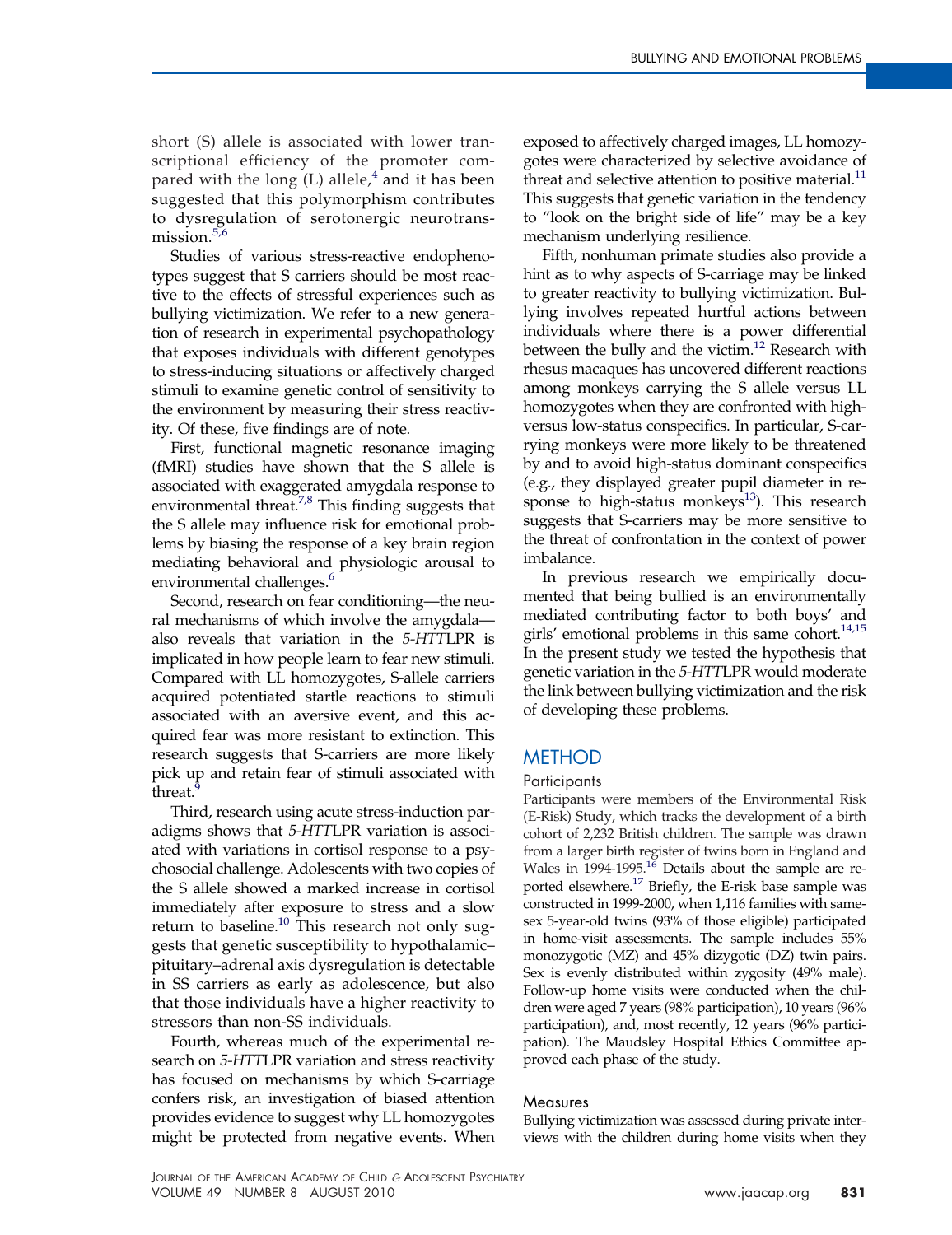short (S) allele is associated with lower transcriptional efficiency of the promoter compared with the long (L) allele,[4] and it has been suggested that this polymorphism contributes to dysregulation of serotonergic neurotransmission.[5,6]

Studies of various stress-reactive endophenotypes suggest that S carriers should be most reactive to the effects of stressful experiences such as bullying victimization. We refer to a new generation of research in experimental psychopathology that exposes individuals with different genotypes to stress-inducing situations or affectively charged stimuli to examine genetic control of sensitivity to the environment by measuring their stress reactivity. Of these, five findings are of note.

First, functional magnetic resonance imaging (fMRI) studies have shown that the S allele is associated with exaggerated amygdala response to environmental threat.[7,8] This finding suggests that the S allele may influence risk for emotional problems by biasing the response of a key brain region mediating behavioral and physiologic arousal to environmental challenges.[6]

Second, research on fear conditioning—the neural mechanisms of which involve the amygdala—also reveals that variation in the *5-HTT*LPR is implicated in how people learn to fear new stimuli. Compared with LL homozygotes, S-allele carriers acquired potentiated startle reactions to stimuli associated with an aversive event, and this acquired fear was more resistant to extinction. This research suggests that S-carriers are more likely pick up and retain fear of stimuli associated with threat.[9]

Third, research using acute stress-induction paradigms shows that *5-HTT*LPR variation is associated with variations in cortisol response to a psychosocial challenge. Adolescents with two copies of the S allele showed a marked increase in cortisol immediately after exposure to stress and a slow return to baseline.[10] This research not only suggests that genetic susceptibility to hypothalamic–pituitary–adrenal axis dysregulation is detectable in SS carriers as early as adolescence, but also that those individuals have a higher reactivity to stressors than non-SS individuals.

Fourth, whereas much of the experimental research on *5-HTT*LPR variation and stress reactivity has focused on mechanisms by which S-carriage confers risk, an investigation of biased attention provides evidence to suggest why LL homozygotes might be protected from negative events. When exposed to affectively charged images, LL homozygotes were characterized by selective avoidance of threat and selective attention to positive material.[11] This suggests that genetic variation in the tendency to "look on the bright side of life" may be a key mechanism underlying resilience.

Fifth, nonhuman primate studies also provide a hint as to why aspects of S-carriage may be linked to greater reactivity to bullying victimization. Bullying involves repeated hurtful actions between individuals where there is a power differential between the bully and the victim.[12] Research with rhesus macaques has uncovered different reactions among monkeys carrying the S allele versus LL homozygotes when they are confronted with high- versus low-status conspecifics. In particular, S-carrying monkeys were more likely to be threatened by and to avoid high-status dominant conspecifics (e.g., they displayed greater pupil diameter in response to high-status monkeys[13]). This research suggests that S-carriers may be more sensitive to the threat of confrontation in the context of power imbalance.

In previous research we empirically documented that being bullied is an environmentally mediated contributing factor to both boys' and girls' emotional problems in this same cohort.[14,15] In the present study we tested the hypothesis that genetic variation in the *5-HTT*LPR would moderate the link between bullying victimization and the risk of developing these problems.

## METHOD

### Participants

Participants were members of the Environmental Risk (E-Risk) Study, which tracks the development of a birth cohort of 2,232 British children. The sample was drawn from a larger birth register of twins born in England and Wales in 1994-1995.[16] Details about the sample are reported elsewhere.[17] Briefly, the E-risk base sample was constructed in 1999-2000, when 1,116 families with same-sex 5-year-old twins (93% of those eligible) participated in home-visit assessments. The sample includes 55% monozygotic (MZ) and 45% dizygotic (DZ) twin pairs. Sex is evenly distributed within zygosity (49% male). Follow-up home visits were conducted when the children were aged 7 years (98% participation), 10 years (96% participation), and, most recently, 12 years (96% participation). The Maudsley Hospital Ethics Committee approved each phase of the study.

### Measures

Bullying victimization was assessed during private interviews with the children during home visits when they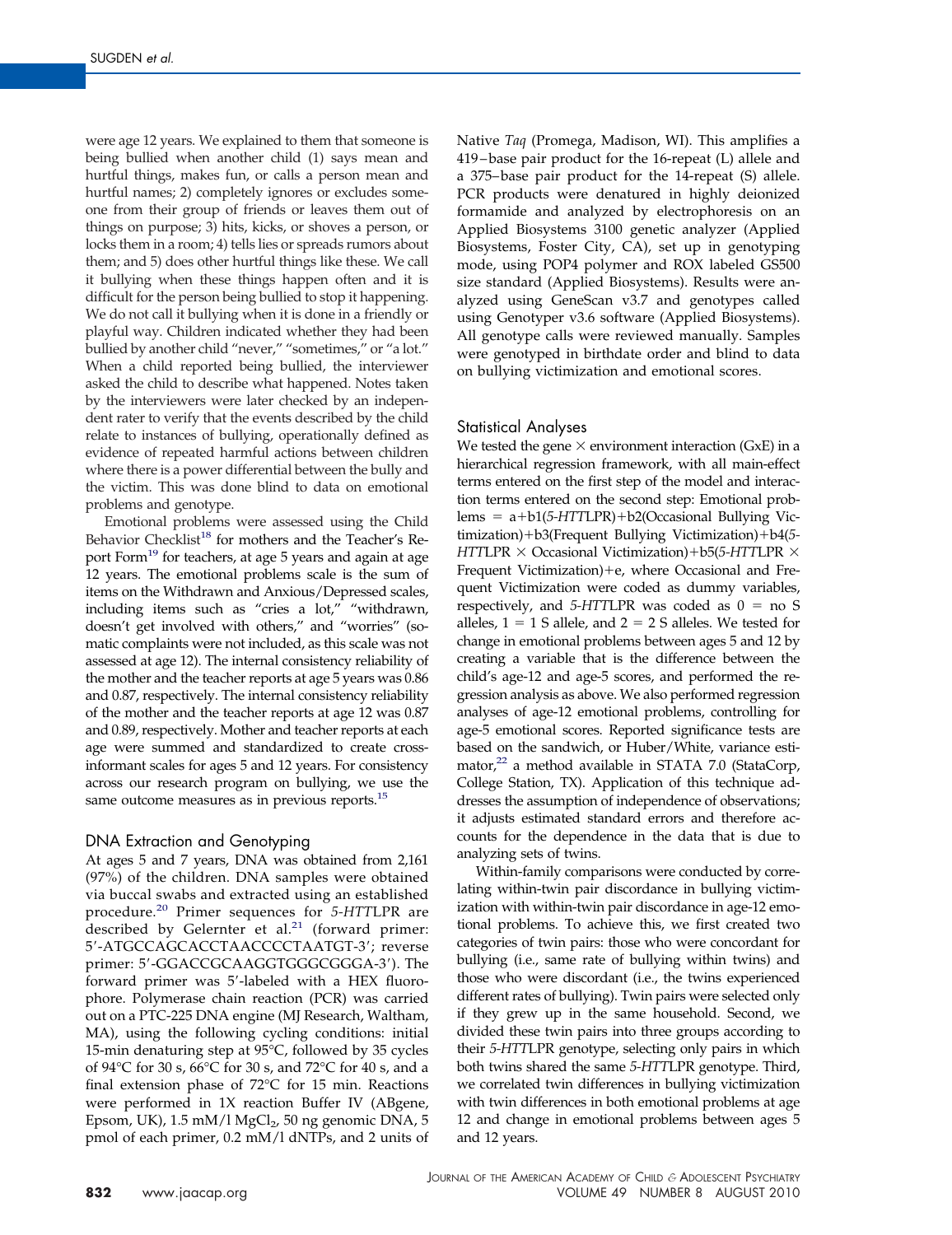were age 12 years. We explained to them that someone is being bullied when another child (1) says mean and hurtful things, makes fun, or calls a person mean and hurtful names; 2) completely ignores or excludes someone from their group of friends or leaves them out of things on purpose; 3) hits, kicks, or shoves a person, or locks them in a room; 4) tells lies or spreads rumors about them; and 5) does other hurtful things like these. We call it bullying when these things happen often and it is difficult for the person being bullied to stop it happening. We do not call it bullying when it is done in a friendly or playful way. Children indicated whether they had been bullied by another child "never," "sometimes," or "a lot." When a child reported being bullied, the interviewer asked the child to describe what happened. Notes taken by the interviewers were later checked by an independent rater to verify that the events described by the child relate to instances of bullying, operationally defined as evidence of repeated harmful actions between children where there is a power differential between the bully and the victim. This was done blind to data on emotional problems and genotype.

Emotional problems were assessed using the Child Behavior Checklist[18] for mothers and the Teacher's Report Form[19] for teachers, at age 5 years and again at age 12 years. The emotional problems scale is the sum of items on the Withdrawn and Anxious/Depressed scales, including items such as "cries a lot," "withdrawn, doesn't get involved with others," and "worries" (somatic complaints were not included, as this scale was not assessed at age 12). The internal consistency reliability of the mother and the teacher reports at age 5 years was 0.86 and 0.87, respectively. The internal consistency reliability of the mother and the teacher reports at age 12 was 0.87 and 0.89, respectively. Mother and teacher reports at each age were summed and standardized to create cross-informant scales for ages 5 and 12 years. For consistency across our research program on bullying, we use the same outcome measures as in previous reports.[15]

### DNA Extraction and Genotyping

At ages 5 and 7 years, DNA was obtained from 2,161 (97%) of the children. DNA samples were obtained via buccal swabs and extracted using an established procedure.[20] Primer sequences for *5-HTT*LPR are described by Gelernter et al.[21] (forward primer: 5′-ATGCCAGCACCTAACCCCTAATGT-3′; reverse primer: 5′-GGACCGCAAGGTGGGCGGGA-3′). The forward primer was 5′-labeled with a HEX fluorophore. Polymerase chain reaction (PCR) was carried out on a PTC-225 DNA engine (MJ Research, Waltham, MA), using the following cycling conditions: initial 15-min denaturing step at 95°C, followed by 35 cycles of 94°C for 30 s, 66°C for 30 s, and 72°C for 40 s, and a final extension phase of 72°C for 15 min. Reactions were performed in 1X reaction Buffer IV (ABgene, Epsom, UK), 1.5 mM/l $MgCl_2$, 50 ng genomic DNA, 5 pmol of each primer, 0.2 mM/l dNTPs, and 2 units of Native *Taq* (Promega, Madison, WI). This amplifies a 419–base pair product for the 16-repeat (L) allele and a 375–base pair product for the 14-repeat (S) allele. PCR products were denatured in highly deionized formamide and analyzed by electrophoresis on an Applied Biosystems 3100 genetic analyzer (Applied Biosystems, Foster City, CA), set up in genotyping mode, using POP4 polymer and ROX labeled GS500 size standard (Applied Biosystems). Results were analyzed using GeneScan v3.7 and genotypes called using Genotyper v3.6 software (Applied Biosystems). All genotype calls were reviewed manually. Samples were genotyped in birthdate order and blind to data on bullying victimization and emotional scores.

### Statistical Analyses

We tested the gene × environment interaction (GxE) in a hierarchical regression framework, with all main-effect terms entered on the first step of the model and interaction terms entered on the second step: Emotional problems = a+b1(*5-HTT*LPR)+b2(Occasional Bullying Victimization)+b3(Frequent Bullying Victimization)+b4(*5-HTT*LPR × Occasional Victimization)+b5(*5-HTT*LPR × Frequent Victimization)+e, where Occasional and Frequent Victimization were coded as dummy variables, respectively, and *5-HTT*LPR was coded as 0 = no S alleles, 1 = 1 S allele, and 2 = 2 S alleles. We tested for change in emotional problems between ages 5 and 12 by creating a variable that is the difference between the child's age-12 and age-5 scores, and performed the regression analysis as above. We also performed regression analyses of age-12 emotional problems, controlling for age-5 emotional scores. Reported significance tests are based on the sandwich, or Huber/White, variance estimator,[22] a method available in STATA 7.0 (StataCorp, College Station, TX). Application of this technique addresses the assumption of independence of observations; it adjusts estimated standard errors and therefore accounts for the dependence in the data that is due to analyzing sets of twins.

Within-family comparisons were conducted by correlating within-twin pair discordance in bullying victimization with within-twin pair discordance in age-12 emotional problems. To achieve this, we first created two categories of twin pairs: those who were concordant for bullying (i.e., same rate of bullying within twins) and those who were discordant (i.e., the twins experienced different rates of bullying). Twin pairs were selected only if they grew up in the same household. Second, we divided these twin pairs into three groups according to their *5-HTT*LPR genotype, selecting only pairs in which both twins shared the same *5-HTT*LPR genotype. Third, we correlated twin differences in bullying victimization with twin differences in both emotional problems at age 12 and change in emotional problems between ages 5 and 12 years.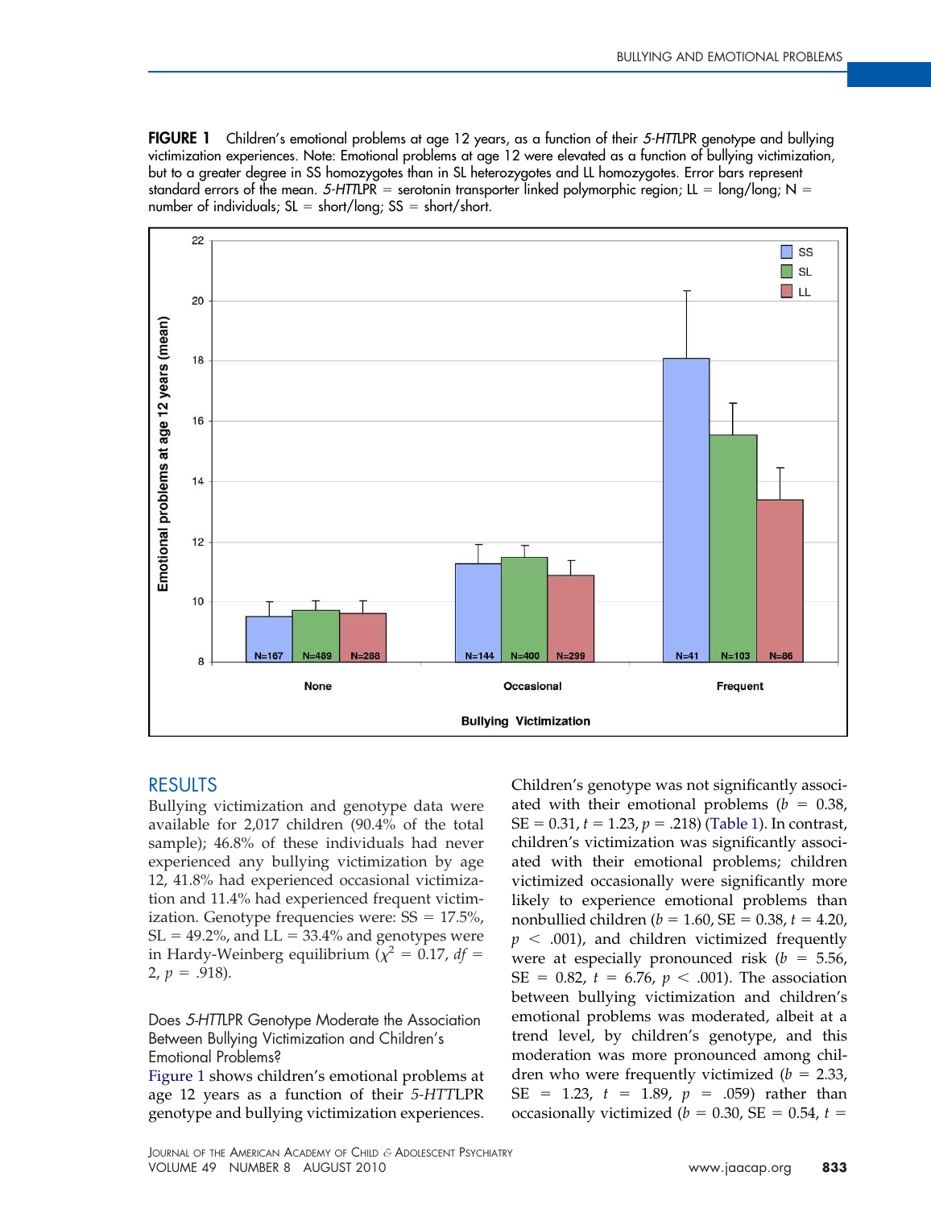**FIGURE 1** Children's emotional problems at age 12 years, as a function of their *5-HTTLPR* genotype and bullying victimization experiences. Note: Emotional problems at age 12 were elevated as a function of bullying victimization, but to a greater degree in SS homozygotes than in SL heterozygotes and LL homozygotes. Error bars represent standard errors of the mean. *5-HTTLPR* = serotonin transporter linked polymorphic region; LL = long/long; N = number of individuals; SL = short/long; SS = short/short.

Emotional problems at age 12 years (mean)

22
20
18
16
14
12
10
8

SS
SL
LL

N=167 N=489 N=288
N=144 N=400 N=299
N=41 N=103 N=86

None
Occasional
Frequent

Bullying Victimization

## RESULTS

Bullying victimization and genotype data were available for 2,017 children (90.4% of the total sample); 46.8% of these individuals had never experienced any bullying victimization by age 12, 41.8% had experienced occasional victimization and 11.4% had experienced frequent victimization. Genotype frequencies were: SS = 17.5%, SL = 49.2%, and LL = 33.4% and genotypes were in Hardy-Weinberg equilibrium ($\chi^2$ = 0.17, *df* = 2, *p* = .918).

### Does *5-HTTLPR* Genotype Moderate the Association Between Bullying Victimization and Children's Emotional Problems?

Figure 1 shows children's emotional problems at age 12 years as a function of their *5-HTTLPR* genotype and bullying victimization experiences. Children's genotype was not significantly associated with their emotional problems (*b* = 0.38, SE = 0.31, *t* = 1.23, *p* = .218) (Table 1). In contrast, children's victimization was significantly associated with their emotional problems; children victimized occasionally were significantly more likely to experience emotional problems than nonbullied children (*b* = 1.60, SE = 0.38, *t* = 4.20, *p* < .001), and children victimized frequently were at especially pronounced risk (*b* = 5.56, SE = 0.82, *t* = 6.76, *p* < .001). The association between bullying victimization and children's emotional problems was moderated, albeit at a trend level, by children's genotype, and this moderation was more pronounced among children who were frequently victimized (*b* = 2.33, SE = 1.23, *t* = 1.89, *p* = .059) rather than occasionally victimized (*b* = 0.30, SE = 0.54, *t* =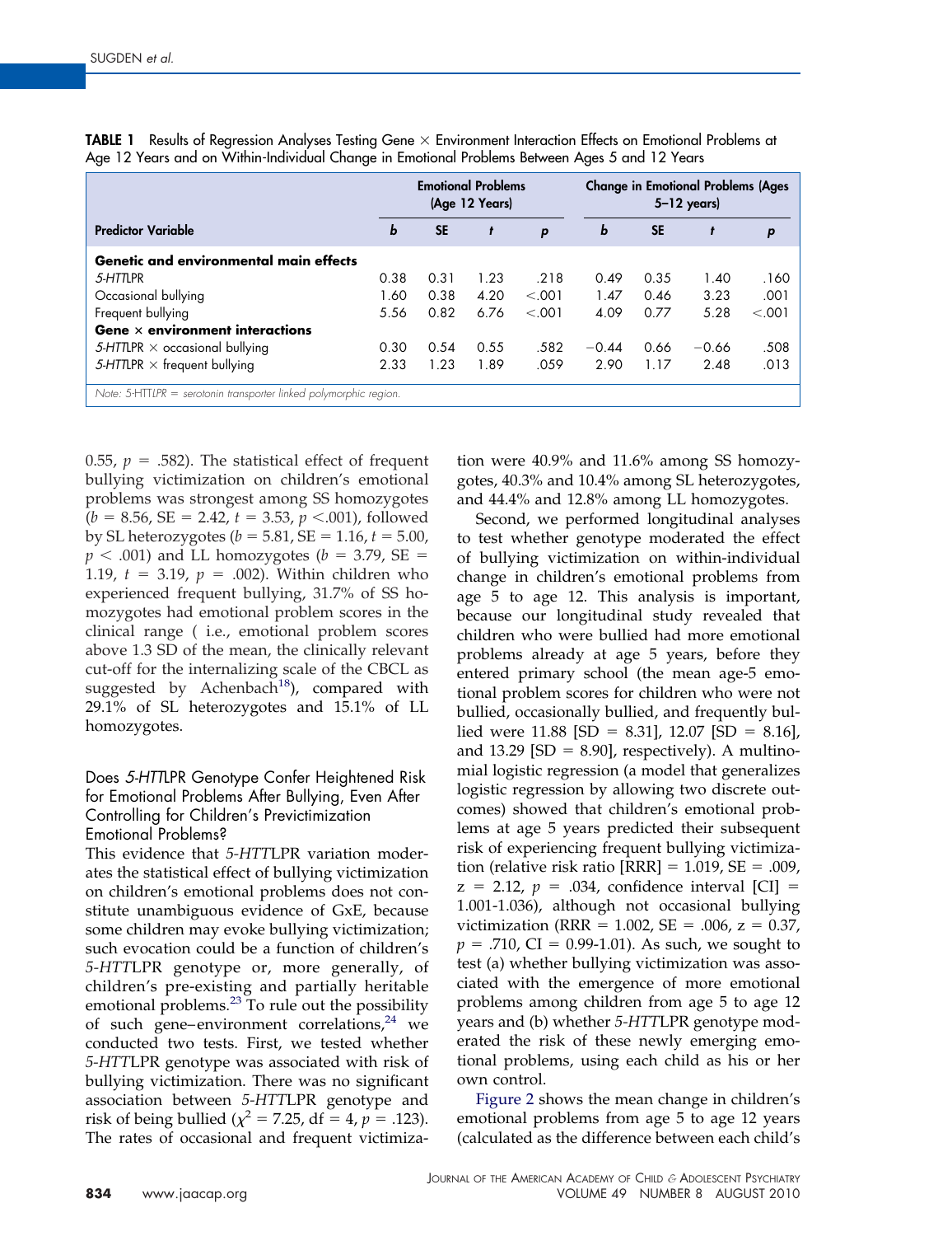**TABLE 1** Results of Regression Analyses Testing Gene × Environment Interaction Effects on Emotional Problems at Age 12 Years and on Within-Individual Change in Emotional Problems Between Ages 5 and 12 Years

| | Emotional Problems (Age 12 Years) | | | | Change in Emotional Problems (Ages 5–12 years) | | | |
|---|---|---|---|---|---|---|---|---|
| Predictor Variable | *b* | SE | *t* | *p* | *b* | SE | *t* | *p* |
| **Genetic and environmental main effects** | | | | | | | | |
| *5-HTT*LPR | 0.38 | 0.31 | 1.23 | .218 | 0.49 | 0.35 | 1.40 | .160 |
| Occasional bullying | 1.60 | 0.38 | 4.20 | <.001 | 1.47 | 0.46 | 3.23 | .001 |
| Frequent bullying | 5.56 | 0.82 | 6.76 | <.001 | 4.09 | 0.77 | 5.28 | <.001 |
| **Gene × environment interactions** | | | | | | | | |
| *5-HTT*LPR × occasional bullying | 0.30 | 0.54 | 0.55 | .582 | −0.44 | 0.66 | −0.66 | .508 |
| *5-HTT*LPR × frequent bullying | 2.33 | 1.23 | 1.89 | .059 | 2.90 | 1.17 | 2.48 | .013 |

*Note: 5-HTTLPR = serotonin transporter linked polymorphic region.*

0.55, $p = .582$). The statistical effect of frequent bullying victimization on children's emotional problems was strongest among SS homozygotes ($b = 8.56$, SE = 2.42, $t = 3.53$, $p < .001$), followed by SL heterozygotes ($b = 5.81$, SE = 1.16, $t = 5.00$, $p < .001$) and LL homozygotes ($b = 3.79$, SE = 1.19, $t = 3.19$, $p = .002$). Within children who experienced frequent bullying, 31.7% of SS homozygotes had emotional problem scores in the clinical range ( i.e., emotional problem scores above 1.3 SD of the mean, the clinically relevant cut-off for the internalizing scale of the CBCL as suggested by Achenbach[18]), compared with 29.1% of SL heterozygotes and 15.1% of LL homozygotes.

### Does *5-HTT*LPR Genotype Confer Heightened Risk for Emotional Problems After Bullying, Even After Controlling for Children's Previctimization Emotional Problems?

This evidence that *5-HTT*LPR variation moderates the statistical effect of bullying victimization on children's emotional problems does not constitute unambiguous evidence of GxE, because some children may evoke bullying victimization; such evocation could be a function of children's *5-HTT*LPR genotype or, more generally, of children's pre-existing and partially heritable emotional problems.[23] To rule out the possibility of such gene–environment correlations,[24] we conducted two tests. First, we tested whether *5-HTT*LPR genotype was associated with risk of bullying victimization. There was no significant association between *5-HTT*LPR genotype and risk of being bullied ($\chi^2 = 7.25$, df = 4, $p = .123$). The rates of occasional and frequent victimization were 40.9% and 11.6% among SS homozygotes, 40.3% and 10.4% among SL heterozygotes, and 44.4% and 12.8% among LL homozygotes.

Second, we performed longitudinal analyses to test whether genotype moderated the effect of bullying victimization on within-individual change in children's emotional problems from age 5 to age 12. This analysis is important, because our longitudinal study revealed that children who were bullied had more emotional problems already at age 5 years, before they entered primary school (the mean age-5 emotional problem scores for children who were not bullied, occasionally bullied, and frequently bullied were 11.88 [SD = 8.31], 12.07 [SD = 8.16], and 13.29 [SD = 8.90], respectively). A multinomial logistic regression (a model that generalizes logistic regression by allowing two discrete outcomes) showed that children's emotional problems at age 5 years predicted their subsequent risk of experiencing frequent bullying victimization (relative risk ratio [RRR] = 1.019, SE = .009, $z = 2.12$, $p = .034$, confidence interval [CI] = 1.001-1.036), although not occasional bullying victimization (RRR = 1.002, SE = .006, $z = 0.37$, $p = .710$, CI = 0.99-1.01). As such, we sought to test (a) whether bullying victimization was associated with the emergence of more emotional problems among children from age 5 to age 12 years and (b) whether *5-HTT*LPR genotype moderated the risk of these newly emerging emotional problems, using each child as his or her own control.

Figure 2 shows the mean change in children's emotional problems from age 5 to age 12 years (calculated as the difference between each child's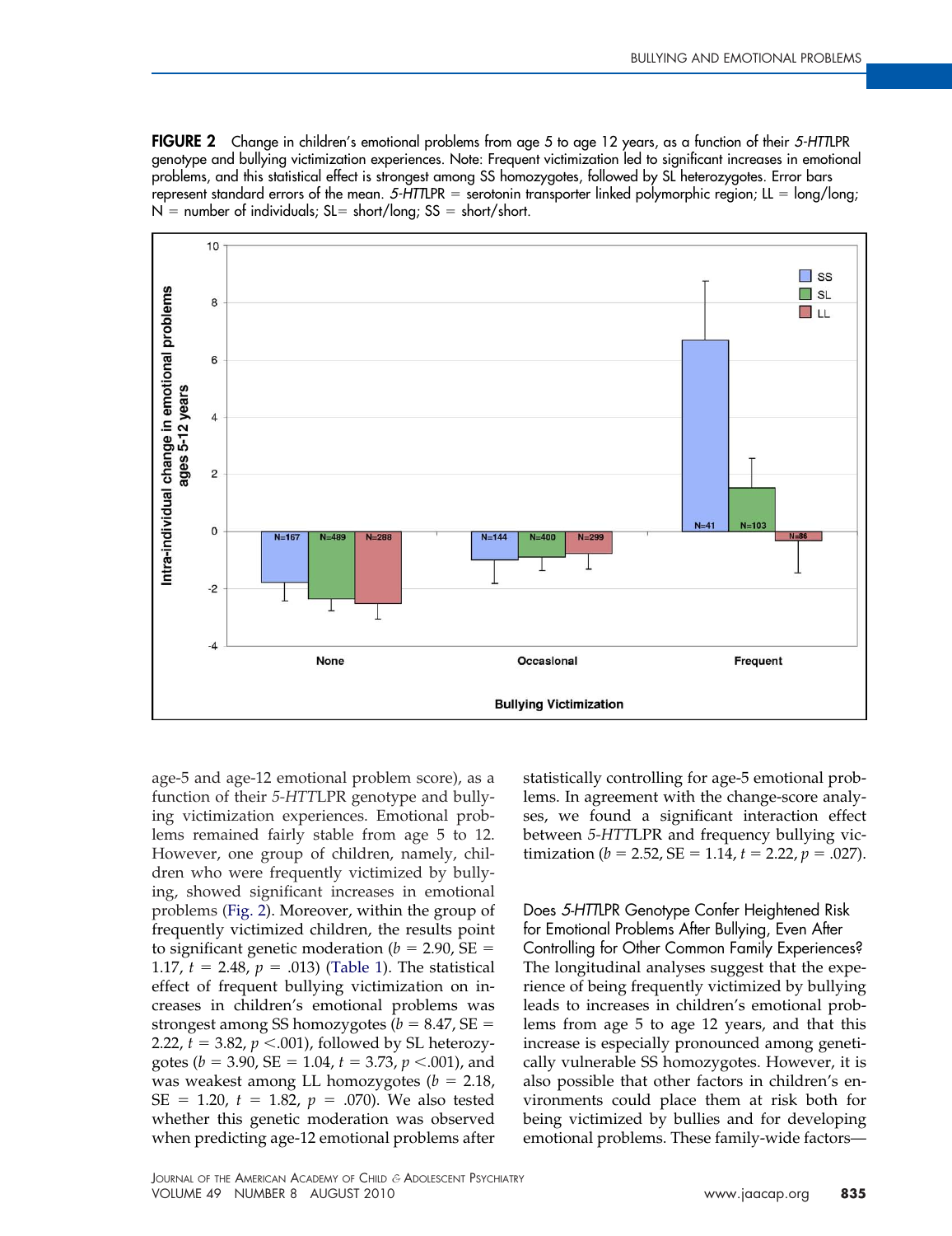FIGURE 2 Change in children's emotional problems from age 5 to age 12 years, as a function of their *5-HTT*LPR genotype and bullying victimization experiences. Note: Frequent victimization led to significant increases in emotional problems, and this statistical effect is strongest among SS homozygotes, followed by SL heterozygotes. Error bars represent standard errors of the mean. *5-HTT*LPR = serotonin transporter linked polymorphic region; LL = long/long; N = number of individuals; SL= short/long; SS = short/short.

Intra-individual change in emotional problems ages 5-12 years

10
8
6
4
2
0
-2
-4

SS
SL
LL

N=167 N=489 N=288
N=144 N=400 N=299
N=41 N=103 N=86

None
Occasional
Frequent

Bullying Victimization

age-5 and age-12 emotional problem score), as a function of their *5-HTT*LPR genotype and bullying victimization experiences. Emotional problems remained fairly stable from age 5 to 12. However, one group of children, children who were frequently victimized by bullying, showed significant increases in emotional problems (Fig. 2). Moreover, within the group of frequently victimized children, the results point to significant genetic moderation ($b$ = 2.90, SE = 1.17, $t$ = 2.48, $p$ = .013) (Table 1). The statistical effect of frequent bullying victimization on increases in children's emotional problems was strongest among SS homozygotes ($b$ = 8.47, SE = 2.22, $t$ = 3.82, $p$ <.001), followed by SL heterozygotes ($b$ = 3.90, SE = 1.04, $t$ = 3.73, $p$ <.001), and was weakest among LL homozygotes ($b$ = 2.18, SE = 1.20, $t$ = 1.82, $p$ = .070). We also tested whether this genetic moderation was observed when predicting age-12 emotional problems after statistically controlling for age-5 emotional problems. In agreement with the change-score analyses, we found a significant interaction effect between *5-HTT*LPR and frequency bullying victimization ($b$ = 2.52, SE = 1.14, $t$ = 2.22, $p$ = .027).

### Does *5-HTT*LPR Genotype Confer Heightened Risk for Emotional Problems After Bullying, Even After Controlling for Other Common Family Experiences?

The longitudinal analyses suggest that the experience of being frequently victimized by bullying leads to increases in children's emotional problems from age 5 to age 12 years, and that this increase is especially pronounced among genetically vulnerable SS homozygotes. However, it is also possible that other factors in children's environments could place them at risk both for being victimized by bullies and for developing emotional problems. These family-wide factors—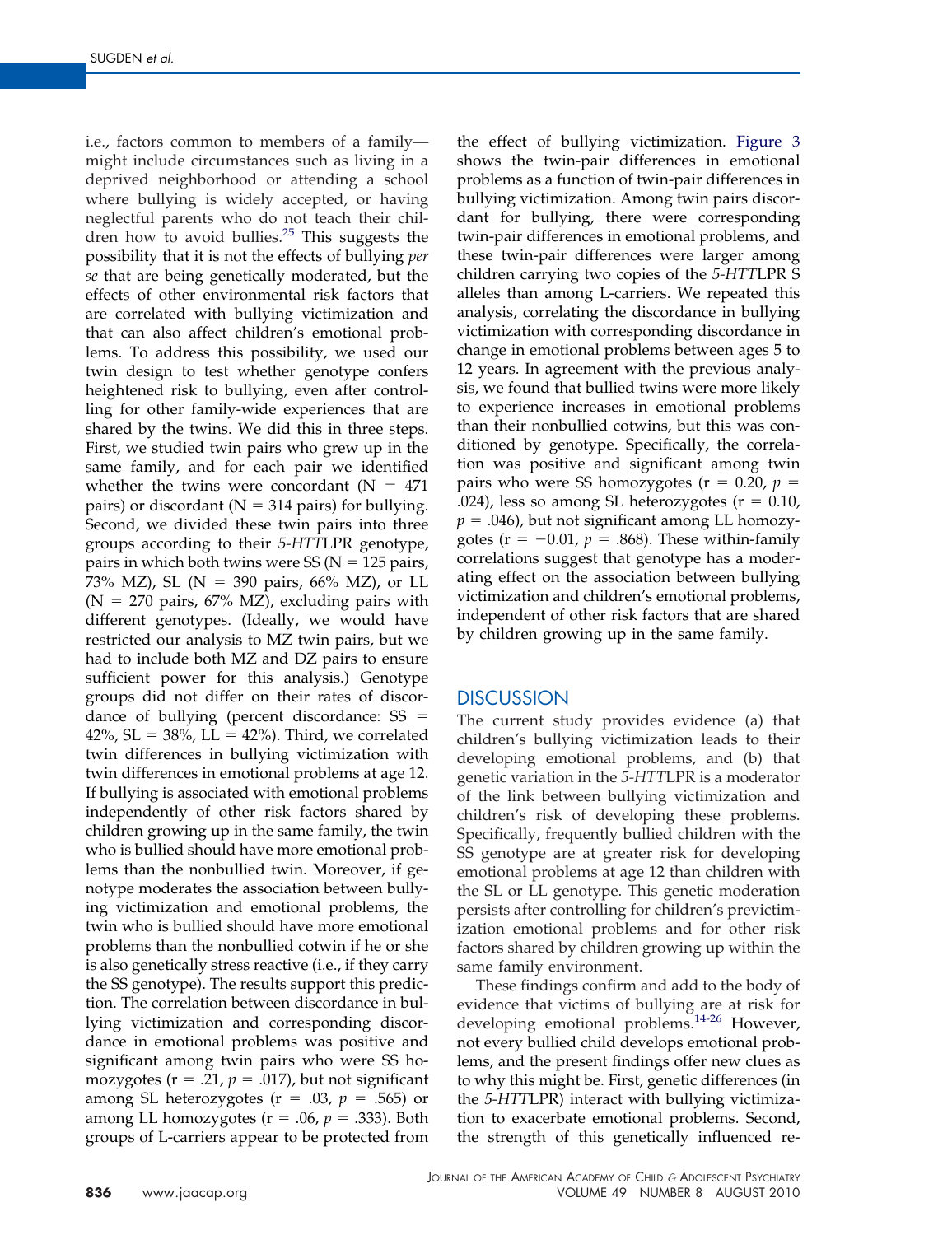i.e., factors common to members of a family—might include circumstances such as living in a deprived neighborhood or attending a school where bullying is widely accepted, or having neglectful parents who do not teach their children how to avoid bullies.[25] This suggests the possibility that it is not the effects of bullying *per se* that are being genetically moderated, but the effects of other environmental risk factors that are correlated with bullying victimization and that can also affect children's emotional problems. To address this possibility, we used our twin design to test whether genotype confers heightened risk to bullying, even after controlling for other family-wide experiences that are shared by the twins. We did this in three steps. First, we studied twin pairs who grew up in the same family, and for each pair we identified whether the twins were concordant (N = 471 pairs) or discordant (N = 314 pairs) for bullying. Second, we divided these twin pairs into three groups according to their *5-HTT*LPR genotype, pairs in which both twins were SS (N = 125 pairs, 73% MZ), SL (N = 390 pairs, 66% MZ), or LL (N = 270 pairs, 67% MZ), excluding pairs with different genotypes. (Ideally, we would have restricted our analysis to MZ twin pairs, but we had to include both MZ and DZ pairs to ensure sufficient power for this analysis.) Genotype groups did not differ on their rates of discordance of bullying (percent discordance: SS = 42%, SL = 38%, LL = 42%). Third, we correlated twin differences in bullying victimization with twin differences in emotional problems at age 12. If bullying is associated with emotional problems independently of other risk factors shared by children growing up in the same family, the twin who is bullied should have more emotional problems than the nonbullied twin. Moreover, if genotype moderates the association between bullying victimization and emotional problems, the twin who is bullied should have more emotional problems than the nonbullied cotwin if he or she is also genetically stress reactive (i.e., if they carry the SS genotype). The results support this prediction. The correlation between discordance in bullying victimization and corresponding discordance in emotional problems was positive and significant among twin pairs who were SS homozygotes ($r = .21$, $p = .017$), but not significant among SL heterozygotes ($r = .03$, $p = .565$) or among LL homozygotes ($r = .06$, $p = .333$). Both groups of L-carriers appear to be protected from the effect of bullying victimization. Figure 3 shows the twin-pair differences in emotional problems as a function of twin-pair differences in bullying victimization. Among twin pairs discordant for bullying, there were corresponding twin-pair differences in emotional problems, and these twin-pair differences were larger among children carrying two copies of the *5-HTT*LPR S alleles than among L-carriers. We repeated this analysis, correlating the discordance in bullying victimization with corresponding discordance in change in emotional problems between ages 5 to 12 years. In agreement with the previous analysis, we found that bullied twins were more likely to experience increases in emotional problems than their nonbullied cotwins, but this was conditioned by genotype. Specifically, the correlation was positive and significant among twin pairs who were SS homozygotes ($r = 0.20$, $p = .024$), less so among SL heterozygotes ($r = 0.10$, $p = .046$), but not significant among LL homozygotes ($r = -0.01$, $p = .868$). These within-family correlations suggest that genotype has a moderating effect on the association between bullying victimization and children's emotional problems, independent of other risk factors that are shared by children growing up in the same family.

## DISCUSSION

The current study provides evidence (a) that children's bullying victimization leads to their developing emotional problems, and (b) that genetic variation in the *5-HTT*LPR is a moderator of the link between bullying victimization and children's risk of developing these problems. Specifically, frequently bullied children with the SS genotype are at greater risk for developing emotional problems at age 12 than children with the SL or LL genotype. This genetic moderation persists after controlling for children's previctimization emotional problems and for other risk factors shared by children growing up within the same family environment.

These findings confirm and add to the body of evidence that victims of bullying are at risk for developing emotional problems.[14-26] However, not every bullied child develops emotional problems, and the present findings offer new clues as to why this might be. First, genetic differences (in the *5-HTT*LPR) interact with bullying victimization to exacerbate emotional problems. Second, the strength of this genetically influenced re-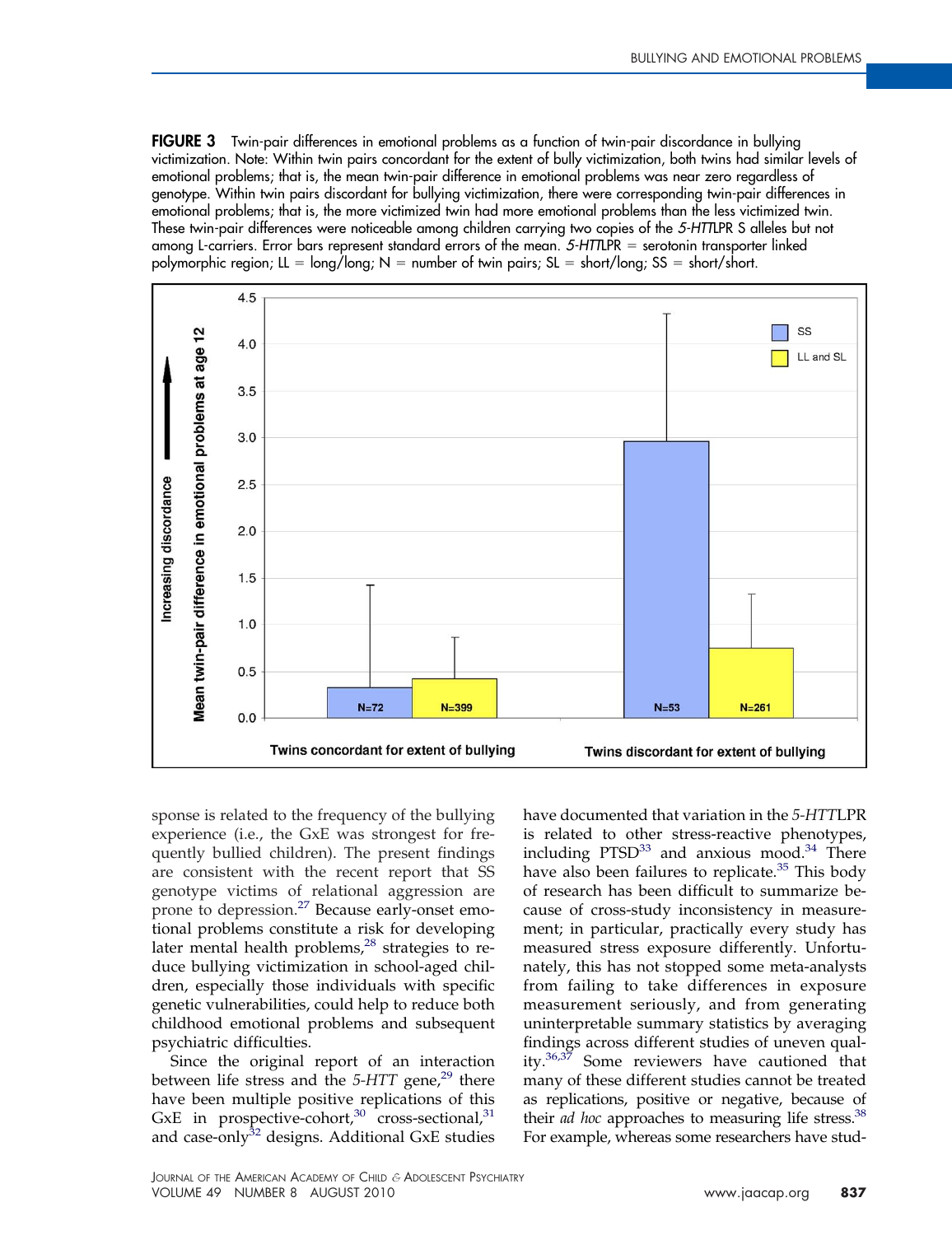**FIGURE 3** Twin-pair differences in emotional problems as a function of twin-pair discordance in bullying victimization. Note: Within twin pairs concordant for the extent of bully victimization, both twins had similar levels of emotional problems; that is, the mean twin-pair difference in emotional problems was near zero regardless of genotype. Within twin pairs discordant for bullying victimization, there were corresponding twin-pair differences in emotional problems; that is, the more victimized twin had more emotional problems than the less victimized twin. These twin-pair differences were noticeable among children carrying two copies of the *5-HTT*LPR S alleles but not among L-carriers. Error bars represent standard errors of the mean. *5-HTT*LPR = serotonin transporter linked polymorphic region; LL = long/long; N = number of twin pairs; SL = short/long; SS = short/short.

Increasing discordance
Mean twin-pair difference in emotional problems at age 12
4.5
4.0
3.5
3.0
2.5
2.0
1.5
1.0
0.5
0.0
SS
LL and SL
N=72
N=399
N=53
N=261
Twins concordant for extent of bullying
Twins discordant for extent of bullying

sponse is related to the frequency of the bullying experience (i.e., the GxE was strongest for frequently bullied children). The present findings are consistent with the recent report that SS genotype victims of relational aggression are prone to depression.[27] Because early-onset emotional problems constitute a risk for developing later mental health problems,[28] strategies to reduce bullying victimization in school-aged children, especially those individuals with specific genetic vulnerabilities, could help to reduce both childhood emotional problems and subsequent psychiatric difficulties.

Since the original report of an interaction between life stress and the *5-HTT* gene,[29] there have been multiple positive replications of this GxE in prospective-cohort,[30] cross-sectional,[31] and case-only[32] designs. Additional GxE studies have documented that variation in the *5-HTT*LPR is related to other stress-reactive phenotypes, including PTSD[33] and anxious mood.[34] There have also been failures to replicate.[35] This body of research has been difficult to summarize because of cross-study inconsistency in measurement; in particular, practically every study has measured stress exposure differently. Unfortunately, this has not stopped some meta-analysts from failing to take differences in exposure measurement seriously, and from generating uninterpretable summary statistics by averaging findings across different studies of uneven quality.[36,37] Some reviewers have cautioned that many of these different studies cannot be treated as replications, positive or negative, because of their *ad hoc* approaches to measuring life stress.[38] For example, whereas some researchers have stud-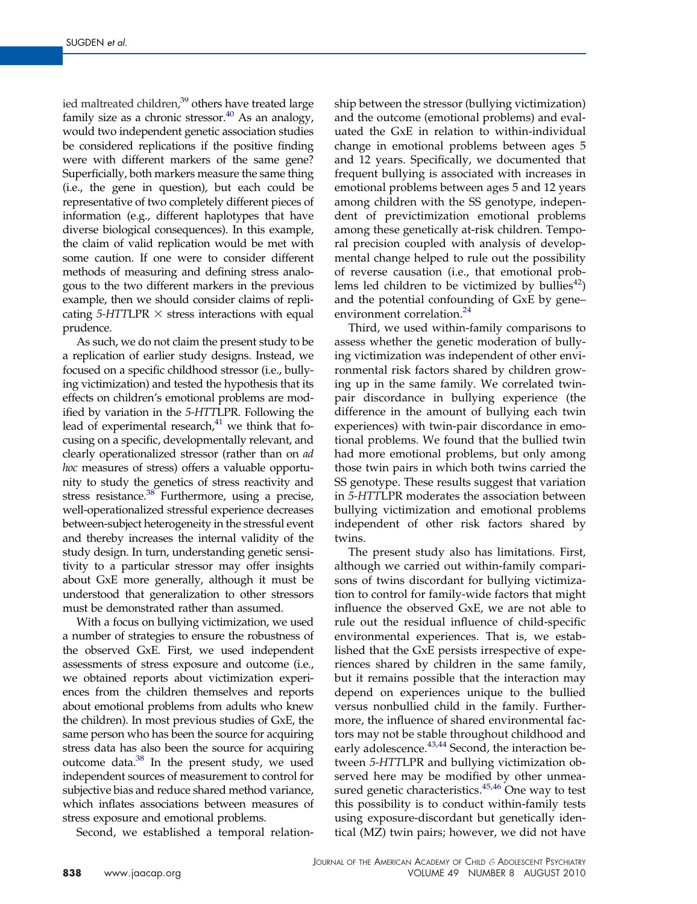ied maltreated children,[39] others have treated large family size as a chronic stressor.[40] As an analogy, would two independent genetic association studies be considered replications if the positive finding were with different markers of the same gene? Superficially, both markers measure the same thing (i.e., the gene in question), but each could be representative of two completely different pieces of information (e.g., different haplotypes that have diverse biological consequences). In this example, the claim of valid replication would be met with some caution. If one were to consider different methods of measuring and defining stress analogous to the two different markers in the previous example, then we should consider claims of replicating *5-HTT*LPR × stress interactions with equal prudence.

As such, we do not claim the present study to be a replication of earlier study designs. Instead, we focused on a specific childhood stressor (i.e., bullying victimization) and tested the hypothesis that its effects on children's emotional problems are modified by variation in the *5-HTT*LPR. Following the lead of experimental research,[41] we think that focusing on a specific, developmentally relevant, and clearly operationalized stressor (rather than on *ad hoc* measures of stress) offers a valuable opportunity to study the genetics of stress reactivity and stress resistance.[38] Furthermore, using a precise, well-operationalized stressful experience decreases between-subject heterogeneity in the stressful event and thereby increases the internal validity of the study design. In turn, understanding genetic sensitivity to a particular stressor may offer insights about GxE more generally, although it must be understood that generalization to other stressors must be demonstrated rather than assumed.

With a focus on bullying victimization, we used a number of strategies to ensure the robustness of the observed GxE. First, we used independent assessments of stress exposure and outcome (i.e., we obtained reports about victimization experiences from the children themselves and reports about emotional problems from adults who knew the children). In most previous studies of GxE, the same person who has been the source for acquiring stress data has also been the source for acquiring outcome data.[38] In the present study, we used independent sources of measurement to control for subjective bias and reduce shared method variance, which inflates associations between measures of stress exposure and emotional problems.

Second, we established a temporal relationship between the stressor (bullying victimization) and the outcome (emotional problems) and evaluated the GxE in relation to within-individual change in emotional problems between ages 5 and 12 years. Specifically, we documented that frequent bullying is associated with increases in emotional problems between ages 5 and 12 years among children with the SS genotype, independent of previctimization emotional problems among these genetically at-risk children. Temporal precision coupled with analysis of developmental change helped to rule out the possibility of reverse causation (i.e., that emotional problems led children to be victimized by bullies[42]) and the potential confounding of GxE by gene–environment correlation.[24]

Third, we used within-family comparisons to assess whether the genetic moderation of bullying victimization was independent of other environmental risk factors shared by children growing up in the same family. We correlated twin-pair discordance in bullying experience (the difference in the amount of bullying each twin experiences) with twin-pair discordance in emotional problems. We found that the bullied twin had more emotional problems, but only among those twin pairs in which both twins carried the SS genotype. These results suggest that variation in *5-HTT*LPR moderates the association between bullying victimization and emotional problems independent of other risk factors shared by twins.

The present study also has limitations. First, although we carried out within-family comparisons of twins discordant for bullying victimization to control for family-wide factors that might influence the observed GxE, we are not able to rule out the residual influence of child-specific environmental experiences. That is, we established that the GxE persists irrespective of experiences shared by children in the same family, but it remains possible that the interaction may depend on experiences unique to the bullied versus nonbullied child in the family. Furthermore, the influence of shared environmental factors may not be stable throughout childhood and early adolescence.[43,44] Second, the interaction between *5-HTT*LPR and bullying victimization observed here may be modified by other unmeasured genetic characteristics.[45,46] One way to test this possibility is to conduct within-family tests using exposure-discordant but genetically identical (MZ) twin pairs; however, we did not have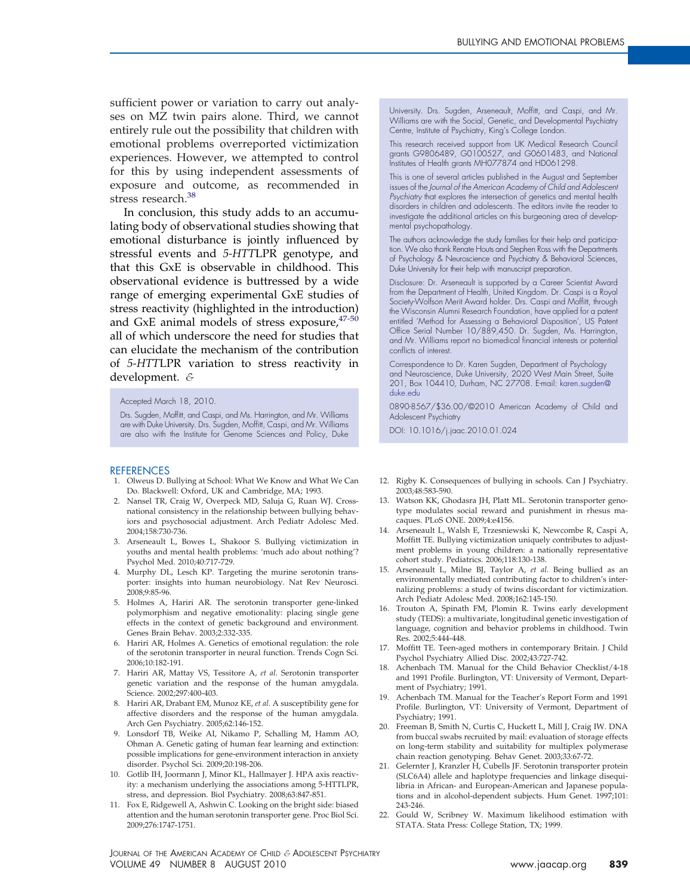sufficient power or variation to carry out analyses on MZ twin pairs alone. Third, we cannot entirely rule out the possibility that children with emotional problems overreported victimization experiences. However, we attempted to control for this by using independent assessments of exposure and outcome, as recommended in stress research.[38]

In conclusion, this study adds to an accumulating body of observational studies showing that emotional disturbance is jointly influenced by stressful events and *5-HTT*LPR genotype, and that this GxE is observable in childhood. This observational evidence is buttressed by a wide range of emerging experimental GxE studies of stress reactivity (highlighted in the introduction) and GxE animal models of stress exposure,[47-50] all of which underscore the need for studies that can elucidate the mechanism of the contribution of *5-HTT*LPR variation to stress reactivity in development. &

Accepted March 18, 2010.

Drs. Sugden, Moffitt, and Caspi, and Ms. Harrington, and Mr. Williams are with Duke University. Drs. Sugden, Moffitt, Caspi, and Mr. Williams are also with the Institute for Genome Sciences and Policy, Duke University. Drs. Sugden, Arseneault, Moffitt, and Caspi, and Mr. Williams are with the Social, Genetic, and Developmental Psychiatry Centre, Institute of Psychiatry, King's College London.

This research received support from UK Medical Research Council grants G9806489, G0100527, and G0601483, and National Institutes of Health grants MH077874 and HD061298.

This is one of several articles published in the August and September issues of the *Journal of the American Academy of Child and Adolescent Psychiatry* that explores the intersection of genetics and mental health disorders in children and adolescents. The editors invite the reader to investigate the additional articles on this burgeoning area of developmental psychopathology.

The authors acknowledge the study families for their help and participation. We also thank Renate Houts and Stephen Ross with the Departments of Psychology & Neuroscience and Psychiatry & Behavioral Sciences, Duke University for their help with manuscript preparation.

Disclosure: Dr. Arseneault is supported by a Career Scientist Award from the Department of Health, United Kingdom. Dr. Caspi is a Royal Society-Wolfson Merit Award holder. Drs. Caspi and Moffitt, through the Wisconsin Alumni Research Foundation, have applied for a patent entitled 'Method for Assessing a Behavioral Disposition', US Patent Office Serial Number 10/889,450. Dr. Sugden, Ms. Harrington, and Mr. Williams report no biomedical financial interests or potential conflicts of interest.

Correspondence to Dr. Karen Sugden, Department of Psychology and Neuroscience, Duke University, 2020 West Main Street, Suite 201, Box 104410, Durham, NC 27708. E-mail: karen.sugden@duke.edu

0890-8567/$36.00/©2010 American Academy of Child and Adolescent Psychiatry

DOI: 10.1016/j.jaac.2010.01.024

## REFERENCES

1. Olweus D. Bullying at School: What We Know and What We Can Do. Blackwell: Oxford, UK and Cambridge, MA; 1993.
2. Nansel TR, Craig W, Overpeck MD, Saluja G, Ruan WJ. Cross-national consistency in the relationship between bullying behaviors and psychosocial adjustment. Arch Pediatr Adolesc Med. 2004;158:730-736.
3. Arseneault L, Bowes L, Shakoor S. Bullying victimization in youths and mental health problems: 'much ado about nothing'? Psychol Med. 2010;40:717-729.
4. Murphy DL, Lesch KP. Targeting the murine serotonin transporter: insights into human neurobiology. Nat Rev Neurosci. 2008;9:85-96.
5. Holmes A, Hariri AR. The serotonin transporter gene-linked polymorphism and negative emotionality: placing single gene effects in the context of genetic background and environment. Genes Brain Behav. 2003;2:332-335.
6. Hariri AR, Holmes A. Genetics of emotional regulation: the role of the serotonin transporter in neural function. Trends Cogn Sci. 2006;10:182-191.
7. Hariri AR, Mattay VS, Tessitore A, *et al.* Serotonin transporter genetic variation and the response of the human amygdala. Science. 2002;297:400-403.
8. Hariri AR, Drabant EM, Munoz KE, *et al.* A susceptibility gene for affective disorders and the response of the human amygdala. Arch Gen Psychiatry. 2005;62:146-152.
9. Lonsdorf TB, Weike AI, Nikamo P, Schalling M, Hamm AO, Ohman A. Genetic gating of human fear learning and extinction: possible implications for gene-environment interaction in anxiety disorder. Psychol Sci. 2009;20:198-206.
10. Gotlib IH, Joormann J, Minor KL, Hallmayer J. HPA axis reactivity: a mechanism underlying the associations among 5-HTTLPR, stress, and depression. Biol Psychiatry. 2008;63:847-851.
11. Fox E, Ridgewell A, Ashwin C. Looking on the bright side: biased attention and the human serotonin transporter gene. Proc Biol Sci. 2009;276:1747-1751.
12. Rigby K. Consequences of bullying in schools. Can J Psychiatry. 2003;48:583-590.
13. Watson KK, Ghodasra JH, Platt ML. Serotonin transporter genotype modulates social reward and punishment in rhesus macaques. PLoS ONE. 2009;4:e4156.
14. Arseneault L, Walsh E, Trzesniewski K, Newcombe R, Caspi A, Moffitt TE. Bullying victimization uniquely contributes to adjustment problems in young children: a nationally representative cohort study. Pediatrics. 2006;118:130-138.
15. Arseneault L, Milne BJ, Taylor A, *et al.* Being bullied as an environmentally mediated contributing factor to children's internalizing problems: a study of twins discordant for victimization. Arch Pediatr Adolesc Med. 2008;162:145-150.
16. Trouton A, Spinath FM, Plomin R. Twins early development study (TEDS): a multivariate, longitudinal genetic investigation of language, cognition and behavior problems in childhood. Twin Res. 2002;5:444-448.
17. Moffitt TE. Teen-aged mothers in contemporary Britain. J Child Psychol Psychiatry Allied Disc. 2002;43:727-742.
18. Achenbach TM. Manual for the Child Behavior Checklist/4-18 and 1991 Profile. Burlington, VT: University of Vermont, Department of Psychiatry; 1991.
19. Achenbach TM. Manual for the Teacher's Report Form and 1991 Profile. Burlington, VT: University of Vermont, Department of Psychiatry; 1991.
20. Freeman B, Smith N, Curtis C, Huckett L, Mill J, Craig IW. DNA from buccal swabs recruited by mail: evaluation of storage effects on long-term stability and suitability for multiplex polymerase chain reaction genotyping. Behav Genet. 2003;33:67-72.
21. Gelernter J, Kranzler H, Cubells JF. Serotonin transporter protein (SLC6A4) allele and haplotype frequencies and linkage disequilibria in African- and European-American and Japanese populations and in alcohol-dependent subjects. Hum Genet. 1997;101:243-246.
22. Gould W, Scribney W. Maximum likelihood estimation with STATA. Stata Press: College Station, TX; 1999.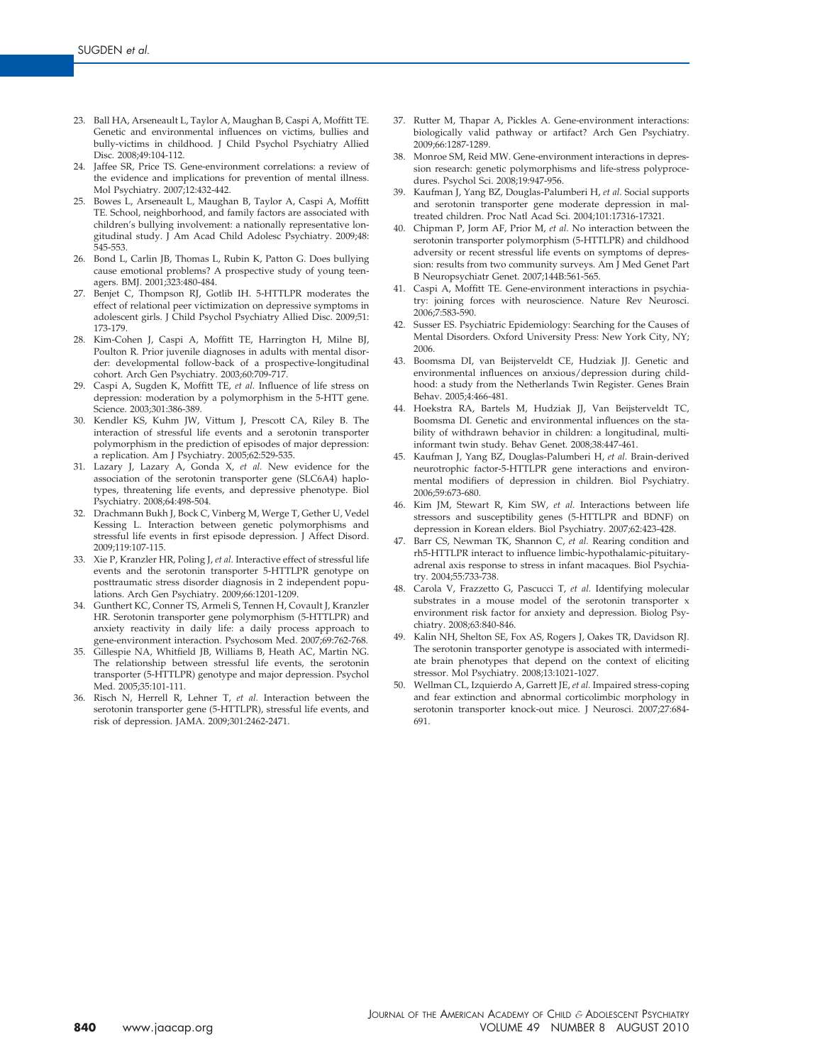23. Ball HA, Arseneault L, Taylor A, Maughan B, Caspi A, Moffitt TE. Genetic and environmental influences on victims, bullies and bully-victims in childhood. J Child Psychol Psychiatry Allied Disc. 2008;49:104-112.
24. Jaffee SR, Price TS. Gene-environment correlations: a review of the evidence and implications for prevention of mental illness. Mol Psychiatry. 2007;12:432-442.
25. Bowes L, Arseneault L, Maughan B, Taylor A, Caspi A, Moffitt TE. School, neighborhood, and family factors are associated with children's bullying involvement: a nationally representative longitudinal study. J Am Acad Child Adolesc Psychiatry. 2009;48: 545-553.
26. Bond L, Carlin JB, Thomas L, Rubin K, Patton G. Does bullying cause emotional problems? A prospective study of young teenagers. BMJ. 2001;323:480-484.
27. Benjet C, Thompson RJ, Gotlib IH. 5-HTTLPR moderates the effect of relational peer victimization on depressive symptoms in adolescent girls. J Child Psychol Psychiatry Allied Disc. 2009;51: 173-179.
28. Kim-Cohen J, Caspi A, Moffitt TE, Harrington H, Milne BJ, Poulton R. Prior juvenile diagnoses in adults with mental disorder: developmental follow-back of a prospective-longitudinal cohort. Arch Gen Psychiatry. 2003;60:709-717.
29. Caspi A, Sugden K, Moffitt TE, *et al.* Influence of life stress on depression: moderation by a polymorphism in the 5-HTT gene. Science. 2003;301:386-389.
30. Kendler KS, Kuhm JW, Vittum J, Prescott CA, Riley B. The interaction of stressful life events and a serotonin transporter polymorphism in the prediction of episodes of major depression: a replication. Am J Psychiatry. 2005;62:529-535.
31. Lazary J, Lazary A, Gonda X, *et al.* New evidence for the association of the serotonin transporter gene (SLC6A4) haplotypes, threatening life events, and depressive phenotype. Biol Psychiatry. 2008;64:498-504.
32. Drachmann Bukh J, Bock C, Vinberg M, Werge T, Gether U, Vedel Kessing L. Interaction between genetic polymorphisms and stressful life events in first episode depression. J Affect Disord. 2009;119:107-115.
33. Xie P, Kranzler HR, Poling J, *et al.* Interactive effect of stressful life events and the serotonin transporter 5-HTTLPR genotype on posttraumatic stress disorder diagnosis in 2 independent populations. Arch Gen Psychiatry. 2009;66:1201-1209.
34. Gunthert KC, Conner TS, Armeli S, Tennen H, Covault J, Kranzler HR. Serotonin transporter gene polymorphism (5-HTTLPR) and anxiety reactivity in daily life: a daily process approach to gene-environment interaction. Psychosom Med. 2007;69:762-768.
35. Gillespie NA, Whitfield JB, Williams B, Heath AC, Martin NG. The relationship between stressful life events, the serotonin transporter (5-HTTLPR) genotype and major depression. Psychol Med. 2005;35:101-111.
36. Risch N, Herrell R, Lehner T, *et al.* Interaction between the serotonin transporter gene (5-HTTLPR), stressful life events, and risk of depression. JAMA. 2009;301:2462-2471.
37. Rutter M, Thapar A, Pickles A. Gene-environment interactions: biologically valid pathway or artifact? Arch Gen Psychiatry. 2009;66:1287-1289.
38. Monroe SM, Reid MW. Gene-environment interactions in depression research: genetic polymorphisms and life-stress polyprocedures. Psychol Sci. 2008;19:947-956.
39. Kaufman J, Yang BZ, Douglas-Palumberi H, *et al.* Social supports and serotonin transporter gene moderate depression in maltreated children. Proc Natl Acad Sci. 2004;101:17316-17321.
40. Chipman P, Jorm AF, Prior M, *et al.* No interaction between the serotonin transporter polymorphism (5-HTTLPR) and childhood adversity or recent stressful life events on symptoms of depression: results from two community surveys. Am J Med Genet Part B Neuropsychiatr Genet. 2007;144B:561-565.
41. Caspi A, Moffitt TE. Gene-environment interactions in psychiatry: joining forces with neuroscience. Nature Rev Neurosci. 2006;7:583-590.
42. Susser ES. Psychiatric Epidemiology: Searching for the Causes of Mental Disorders. Oxford University Press: New York City, NY; 2006.
43. Boomsma DI, van Beijsterveldt CE, Hudziak JJ. Genetic and environmental influences on anxious/depression during childhood: a study from the Netherlands Twin Register. Genes Brain Behav. 2005;4:466-481.
44. Hoekstra RA, Bartels M, Hudziak JJ, Van Beijsterveldt TC, Boomsma DI. Genetic and environmental influences on the stability of withdrawn behavior in children: a longitudinal, multi-informant twin study. Behav Genet. 2008;38:447-461.
45. Kaufman J, Yang BZ, Douglas-Palumberi H, *et al.* Brain-derived neurotrophic factor-5-HTTLPR gene interactions and environmental modifiers of depression in children. Biol Psychiatry. 2006;59:673-680.
46. Kim JM, Stewart R, Kim SW, *et al.* Interactions between life stressors and susceptibility genes (5-HTTLPR and BDNF) on depression in Korean elders. Biol Psychiatry. 2007;62:423-428.
47. Barr CS, Newman TK, Shannon C, *et al.* Rearing condition and rh5-HTTLPR interact to influence limbic-hypothalamic-pituitary-adrenal axis response to stress in infant macaques. Biol Psychiatry. 2004;55:733-738.
48. Carola V, Frazzetto G, Pascucci T, *et al.* Identifying molecular substrates in a mouse model of the serotonin transporter x environment risk factor for anxiety and depression. Biolog Psychiatry. 2008;63:840-846.
49. Kalin NH, Shelton SE, Fox AS, Rogers J, Oakes TR, Davidson RJ. The serotonin transporter genotype is associated with intermediate brain phenotypes that depend on the context of eliciting stressor. Mol Psychiatry. 2008;13:1021-1027.
50. Wellman CL, Izquierdo A, Garrett JE, *et al.* Impaired stress-coping and fear extinction and abnormal corticolimbic morphology in serotonin transporter knock-out mice. J Neurosci. 2007;27:684-691.